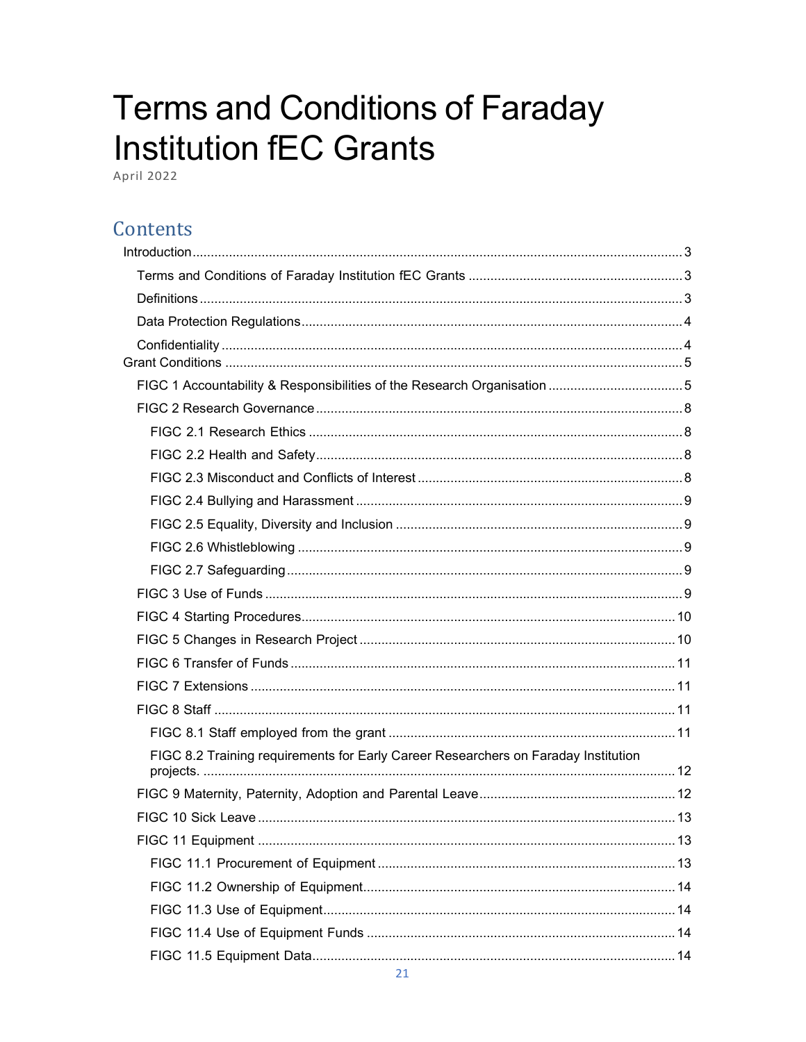# Terms and Conditions of Faraday Institution fEC Grants

April 2022

## Contents

- Introduction ..... 3
  - Terms and Conditions of Faraday Institution fEC Grants ..... 3
  - Definitions ..... 3
  - Data Protection Regulations ..... 4
  - Confidentiality ..... 4
- Grant Conditions ..... 5
  - FIGC 1 Accountability & Responsibilities of the Research Organisation ..... 5
  - FIGC 2 Research Governance ..... 8
    - FIGC 2.1 Research Ethics ..... 8
    - FIGC 2.2 Health and Safety ..... 8
    - FIGC 2.3 Misconduct and Conflicts of Interest ..... 8
    - FIGC 2.4 Bullying and Harassment ..... 9
    - FIGC 2.5 Equality, Diversity and Inclusion ..... 9
    - FIGC 2.6 Whistleblowing ..... 9
    - FIGC 2.7 Safeguarding ..... 9
  - FIGC 3 Use of Funds ..... 9
  - FIGC 4 Starting Procedures ..... 10
  - FIGC 5 Changes in Research Project ..... 10
  - FIGC 6 Transfer of Funds ..... 11
  - FIGC 7 Extensions ..... 11
  - FIGC 8 Staff ..... 11
    - FIGC 8.1 Staff employed from the grant ..... 11
    - FIGC 8.2 Training requirements for Early Career Researchers on Faraday Institution projects. ..... 12
  - FIGC 9 Maternity, Paternity, Adoption and Parental Leave ..... 12
  - FIGC 10 Sick Leave ..... 13
  - FIGC 11 Equipment ..... 13
    - FIGC 11.1 Procurement of Equipment ..... 13
    - FIGC 11.2 Ownership of Equipment ..... 14
    - FIGC 11.3 Use of Equipment ..... 14
    - FIGC 11.4 Use of Equipment Funds ..... 14
    - FIGC 11.5 Equipment Data ..... 14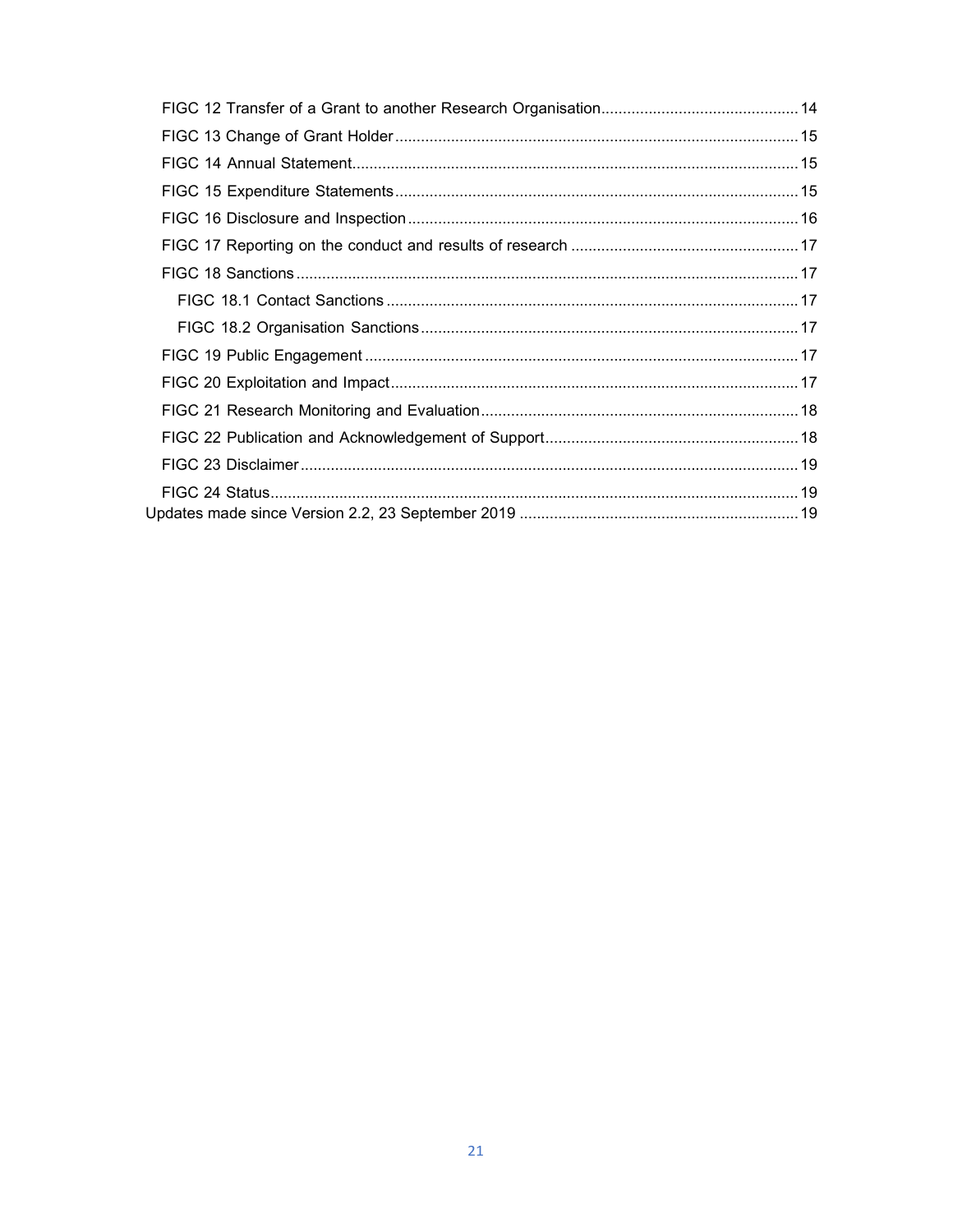FIGC 12 Transfer of a Grant to another Research Organisation .......... 14
FIGC 13 Change of Grant Holder .......... 15
FIGC 14 Annual Statement .......... 15
FIGC 15 Expenditure Statements .......... 15
FIGC 16 Disclosure and Inspection .......... 16
FIGC 17 Reporting on the conduct and results of research .......... 17
FIGC 18 Sanctions .......... 17
FIGC 18.1 Contact Sanctions .......... 17
FIGC 18.2 Organisation Sanctions .......... 17
FIGC 19 Public Engagement .......... 17
FIGC 20 Exploitation and Impact .......... 17
FIGC 21 Research Monitoring and Evaluation .......... 18
FIGC 22 Publication and Acknowledgement of Support .......... 18
FIGC 23 Disclaimer .......... 19
FIGC 24 Status .......... 19
Updates made since Version 2.2, 23 September 2019 .......... 19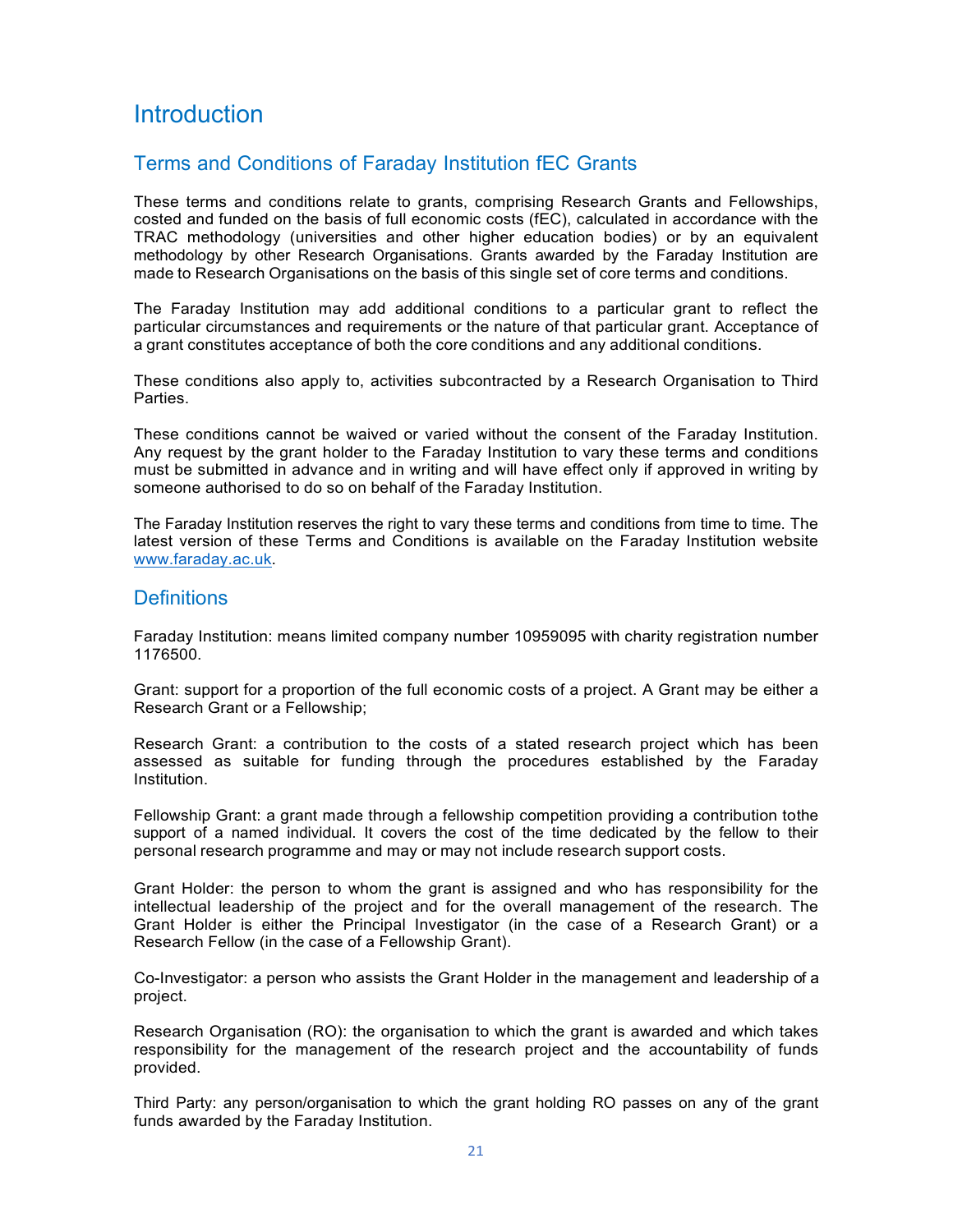# Introduction

## Terms and Conditions of Faraday Institution fEC Grants

These terms and conditions relate to grants, comprising Research Grants and Fellowships, costed and funded on the basis of full economic costs (fEC), calculated in accordance with the TRAC methodology (universities and other higher education bodies) or by an equivalent methodology by other Research Organisations. Grants awarded by the Faraday Institution are made to Research Organisations on the basis of this single set of core terms and conditions.

The Faraday Institution may add additional conditions to a particular grant to reflect the particular circumstances and requirements or the nature of that particular grant. Acceptance of a grant constitutes acceptance of both the core conditions and any additional conditions.

These conditions also apply to, activities subcontracted by a Research Organisation to Third Parties.

These conditions cannot be waived or varied without the consent of the Faraday Institution. Any request by the grant holder to the Faraday Institution to vary these terms and conditions must be submitted in advance and in writing and will have effect only if approved in writing by someone authorised to do so on behalf of the Faraday Institution.

The Faraday Institution reserves the right to vary these terms and conditions from time to time. The latest version of these Terms and Conditions is available on the Faraday Institution website www.faraday.ac.uk.

## Definitions

Faraday Institution: means limited company number 10959095 with charity registration number 1176500.

Grant: support for a proportion of the full economic costs of a project. A Grant may be either a Research Grant or a Fellowship;

Research Grant: a contribution to the costs of a stated research project which has been assessed as suitable for funding through the procedures established by the Faraday Institution.

Fellowship Grant: a grant made through a fellowship competition providing a contribution tothe support of a named individual. It covers the cost of the time dedicated by the fellow to their personal research programme and may or may not include research support costs.

Grant Holder: the person to whom the grant is assigned and who has responsibility for the intellectual leadership of the project and for the overall management of the research. The Grant Holder is either the Principal Investigator (in the case of a Research Grant) or a Research Fellow (in the case of a Fellowship Grant).

Co-Investigator: a person who assists the Grant Holder in the management and leadership of a project.

Research Organisation (RO): the organisation to which the grant is awarded and which takes responsibility for the management of the research project and the accountability of funds provided.

Third Party: any person/organisation to which the grant holding RO passes on any of the grant funds awarded by the Faraday Institution.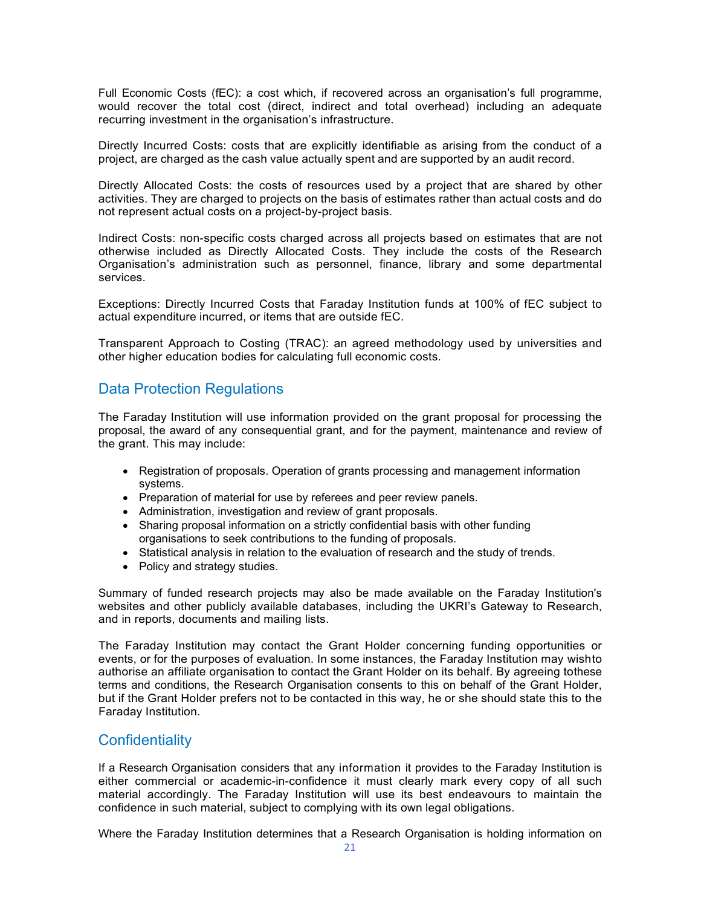Full Economic Costs (fEC): a cost which, if recovered across an organisation's full programme, would recover the total cost (direct, indirect and total overhead) including an adequate recurring investment in the organisation's infrastructure.

Directly Incurred Costs: costs that are explicitly identifiable as arising from the conduct of a project, are charged as the cash value actually spent and are supported by an audit record.

Directly Allocated Costs: the costs of resources used by a project that are shared by other activities. They are charged to projects on the basis of estimates rather than actual costs and do not represent actual costs on a project-by-project basis.

Indirect Costs: non-specific costs charged across all projects based on estimates that are not otherwise included as Directly Allocated Costs. They include the costs of the Research Organisation's administration such as personnel, finance, library and some departmental services.

Exceptions: Directly Incurred Costs that Faraday Institution funds at 100% of fEC subject to actual expenditure incurred, or items that are outside fEC.

Transparent Approach to Costing (TRAC): an agreed methodology used by universities and other higher education bodies for calculating full economic costs.

## Data Protection Regulations

The Faraday Institution will use information provided on the grant proposal for processing the proposal, the award of any consequential grant, and for the payment, maintenance and review of the grant. This may include:

- Registration of proposals. Operation of grants processing and management information systems.
- Preparation of material for use by referees and peer review panels.
- Administration, investigation and review of grant proposals.
- Sharing proposal information on a strictly confidential basis with other funding organisations to seek contributions to the funding of proposals.
- Statistical analysis in relation to the evaluation of research and the study of trends.
- Policy and strategy studies.

Summary of funded research projects may also be made available on the Faraday Institution's websites and other publicly available databases, including the UKRI's Gateway to Research, and in reports, documents and mailing lists.

The Faraday Institution may contact the Grant Holder concerning funding opportunities or events, or for the purposes of evaluation. In some instances, the Faraday Institution may wishto authorise an affiliate organisation to contact the Grant Holder on its behalf. By agreeing tothese terms and conditions, the Research Organisation consents to this on behalf of the Grant Holder, but if the Grant Holder prefers not to be contacted in this way, he or she should state this to the Faraday Institution.

## Confidentiality

If a Research Organisation considers that any information it provides to the Faraday Institution is either commercial or academic-in-confidence it must clearly mark every copy of all such material accordingly. The Faraday Institution will use its best endeavours to maintain the confidence in such material, subject to complying with its own legal obligations.

Where the Faraday Institution determines that a Research Organisation is holding information on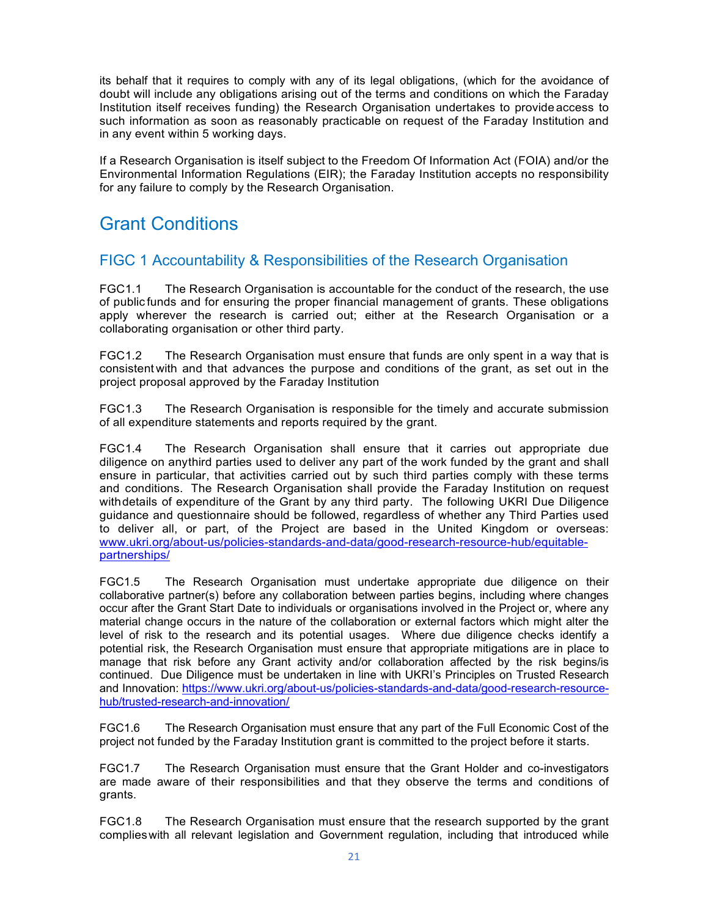its behalf that it requires to comply with any of its legal obligations, (which for the avoidance of doubt will include any obligations arising out of the terms and conditions on which the Faraday Institution itself receives funding) the Research Organisation undertakes to provide access to such information as soon as reasonably practicable on request of the Faraday Institution and in any event within 5 working days.

If a Research Organisation is itself subject to the Freedom Of Information Act (FOIA) and/or the Environmental Information Regulations (EIR); the Faraday Institution accepts no responsibility for any failure to comply by the Research Organisation.

# Grant Conditions

## FIGC 1 Accountability & Responsibilities of the Research Organisation

FGC1.1 The Research Organisation is accountable for the conduct of the research, the use of public funds and for ensuring the proper financial management of grants. These obligations apply wherever the research is carried out; either at the Research Organisation or a collaborating organisation or other third party.

FGC1.2 The Research Organisation must ensure that funds are only spent in a way that is consistent with and that advances the purpose and conditions of the grant, as set out in the project proposal approved by the Faraday Institution

FGC1.3 The Research Organisation is responsible for the timely and accurate submission of all expenditure statements and reports required by the grant.

FGC1.4 The Research Organisation shall ensure that it carries out appropriate due diligence on any third parties used to deliver any part of the work funded by the grant and shall ensure in particular, that activities carried out by such third parties comply with these terms and conditions. The Research Organisation shall provide the Faraday Institution on request with details of expenditure of the Grant by any third party. The following UKRI Due Diligence guidance and questionnaire should be followed, regardless of whether any Third Parties used to deliver all, or part, of the Project are based in the United Kingdom or overseas: www.ukri.org/about-us/policies-standards-and-data/good-research-resource-hub/equitable-partnerships/

FGC1.5 The Research Organisation must undertake appropriate due diligence on their collaborative partner(s) before any collaboration between parties begins, including where changes occur after the Grant Start Date to individuals or organisations involved in the Project or, where any material change occurs in the nature of the collaboration or external factors which might alter the level of risk to the research and its potential usages. Where due diligence checks identify a potential risk, the Research Organisation must ensure that appropriate mitigations are in place to manage that risk before any Grant activity and/or collaboration affected by the risk begins/is continued. Due Diligence must be undertaken in line with UKRI's Principles on Trusted Research and Innovation: https://www.ukri.org/about-us/policies-standards-and-data/good-research-resource-hub/trusted-research-and-innovation/

FGC1.6 The Research Organisation must ensure that any part of the Full Economic Cost of the project not funded by the Faraday Institution grant is committed to the project before it starts.

FGC1.7 The Research Organisation must ensure that the Grant Holder and co-investigators are made aware of their responsibilities and that they observe the terms and conditions of grants.

FGC1.8 The Research Organisation must ensure that the research supported by the grant complies with all relevant legislation and Government regulation, including that introduced while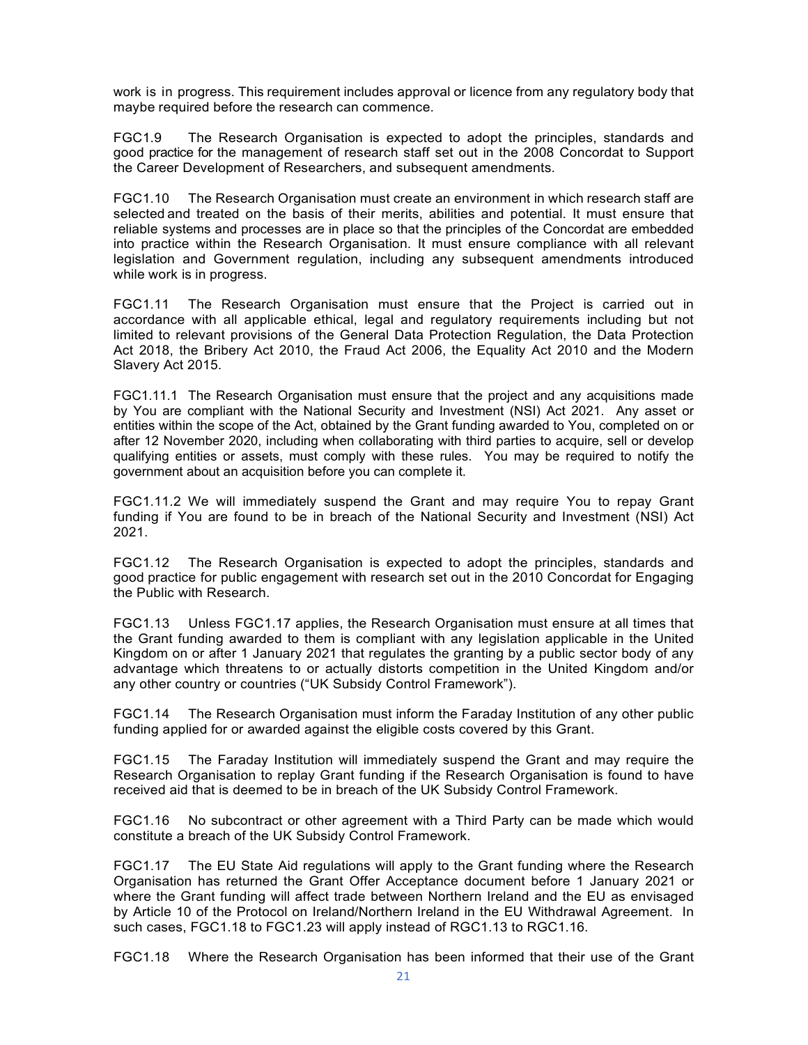work is in progress. This requirement includes approval or licence from any regulatory body that maybe required before the research can commence.

FGC1.9 The Research Organisation is expected to adopt the principles, standards and good practice for the management of research staff set out in the 2008 Concordat to Support the Career Development of Researchers, and subsequent amendments.

FGC1.10 The Research Organisation must create an environment in which research staff are selected and treated on the basis of their merits, abilities and potential. It must ensure that reliable systems and processes are in place so that the principles of the Concordat are embedded into practice within the Research Organisation. It must ensure compliance with all relevant legislation and Government regulation, including any subsequent amendments introduced while work is in progress.

FGC1.11 The Research Organisation must ensure that the Project is carried out in accordance with all applicable ethical, legal and regulatory requirements including but not limited to relevant provisions of the General Data Protection Regulation, the Data Protection Act 2018, the Bribery Act 2010, the Fraud Act 2006, the Equality Act 2010 and the Modern Slavery Act 2015.

FGC1.11.1 The Research Organisation must ensure that the project and any acquisitions made by You are compliant with the National Security and Investment (NSI) Act 2021. Any asset or entities within the scope of the Act, obtained by the Grant funding awarded to You, completed on or after 12 November 2020, including when collaborating with third parties to acquire, sell or develop qualifying entities or assets, must comply with these rules. You may be required to notify the government about an acquisition before you can complete it.

FGC1.11.2 We will immediately suspend the Grant and may require You to repay Grant funding if You are found to be in breach of the National Security and Investment (NSI) Act 2021.

FGC1.12 The Research Organisation is expected to adopt the principles, standards and good practice for public engagement with research set out in the 2010 Concordat for Engaging the Public with Research.

FGC1.13 Unless FGC1.17 applies, the Research Organisation must ensure at all times that the Grant funding awarded to them is compliant with any legislation applicable in the United Kingdom on or after 1 January 2021 that regulates the granting by a public sector body of any advantage which threatens to or actually distorts competition in the United Kingdom and/or any other country or countries ("UK Subsidy Control Framework").

FGC1.14 The Research Organisation must inform the Faraday Institution of any other public funding applied for or awarded against the eligible costs covered by this Grant.

FGC1.15 The Faraday Institution will immediately suspend the Grant and may require the Research Organisation to replay Grant funding if the Research Organisation is found to have received aid that is deemed to be in breach of the UK Subsidy Control Framework.

FGC1.16 No subcontract or other agreement with a Third Party can be made which would constitute a breach of the UK Subsidy Control Framework.

FGC1.17 The EU State Aid regulations will apply to the Grant funding where the Research Organisation has returned the Grant Offer Acceptance document before 1 January 2021 or where the Grant funding will affect trade between Northern Ireland and the EU as envisaged by Article 10 of the Protocol on Ireland/Northern Ireland in the EU Withdrawal Agreement. In such cases, FGC1.18 to FGC1.23 will apply instead of RGC1.13 to RGC1.16.

FGC1.18 Where the Research Organisation has been informed that their use of the Grant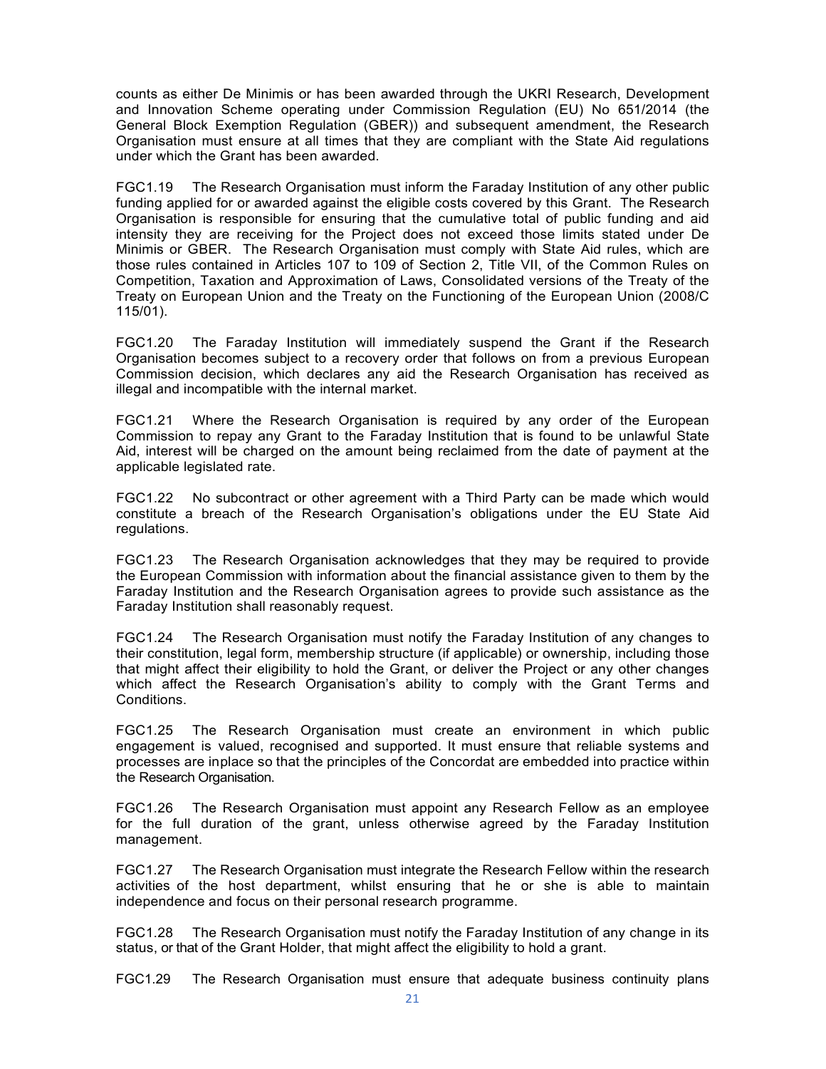counts as either De Minimis or has been awarded through the UKRI Research, Development and Innovation Scheme operating under Commission Regulation (EU) No 651/2014 (the General Block Exemption Regulation (GBER)) and subsequent amendment, the Research Organisation must ensure at all times that they are compliant with the State Aid regulations under which the Grant has been awarded.

FGC1.19 The Research Organisation must inform the Faraday Institution of any other public funding applied for or awarded against the eligible costs covered by this Grant. The Research Organisation is responsible for ensuring that the cumulative total of public funding and aid intensity they are receiving for the Project does not exceed those limits stated under De Minimis or GBER. The Research Organisation must comply with State Aid rules, which are those rules contained in Articles 107 to 109 of Section 2, Title VII, of the Common Rules on Competition, Taxation and Approximation of Laws, Consolidated versions of the Treaty of the Treaty on European Union and the Treaty on the Functioning of the European Union (2008/C 115/01).

FGC1.20 The Faraday Institution will immediately suspend the Grant if the Research Organisation becomes subject to a recovery order that follows on from a previous European Commission decision, which declares any aid the Research Organisation has received as illegal and incompatible with the internal market.

FGC1.21 Where the Research Organisation is required by any order of the European Commission to repay any Grant to the Faraday Institution that is found to be unlawful State Aid, interest will be charged on the amount being reclaimed from the date of payment at the applicable legislated rate.

FGC1.22 No subcontract or other agreement with a Third Party can be made which would constitute a breach of the Research Organisation's obligations under the EU State Aid regulations.

FGC1.23 The Research Organisation acknowledges that they may be required to provide the European Commission with information about the financial assistance given to them by the Faraday Institution and the Research Organisation agrees to provide such assistance as the Faraday Institution shall reasonably request.

FGC1.24 The Research Organisation must notify the Faraday Institution of any changes to their constitution, legal form, membership structure (if applicable) or ownership, including those that might affect their eligibility to hold the Grant, or deliver the Project or any other changes which affect the Research Organisation's ability to comply with the Grant Terms and Conditions.

FGC1.25 The Research Organisation must create an environment in which public engagement is valued, recognised and supported. It must ensure that reliable systems and processes are inplace so that the principles of the Concordat are embedded into practice within the Research Organisation.

FGC1.26 The Research Organisation must appoint any Research Fellow as an employee for the full duration of the grant, unless otherwise agreed by the Faraday Institution management.

FGC1.27 The Research Organisation must integrate the Research Fellow within the research activities of the host department, whilst ensuring that he or she is able to maintain independence and focus on their personal research programme.

FGC1.28 The Research Organisation must notify the Faraday Institution of any change in its status, or that of the Grant Holder, that might affect the eligibility to hold a grant.

FGC1.29 The Research Organisation must ensure that adequate business continuity plans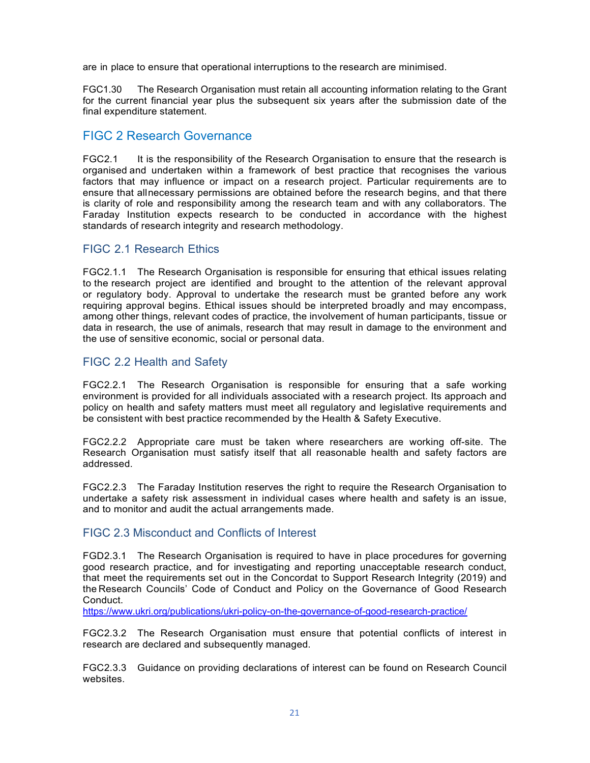are in place to ensure that operational interruptions to the research are minimised.

FGC1.30 The Research Organisation must retain all accounting information relating to the Grant for the current financial year plus the subsequent six years after the submission date of the final expenditure statement.

## FIGC 2 Research Governance

FGC2.1 It is the responsibility of the Research Organisation to ensure that the research is organised and undertaken within a framework of best practice that recognises the various factors that may influence or impact on a research project. Particular requirements are to ensure that all necessary permissions are obtained before the research begins, and that there is clarity of role and responsibility among the research team and with any collaborators. The Faraday Institution expects research to be conducted in accordance with the highest standards of research integrity and research methodology.

### FIGC 2.1 Research Ethics

FGC2.1.1 The Research Organisation is responsible for ensuring that ethical issues relating to the research project are identified and brought to the attention of the relevant approval or regulatory body. Approval to undertake the research must be granted before any work requiring approval begins. Ethical issues should be interpreted broadly and may encompass, among other things, relevant codes of practice, the involvement of human participants, tissue or data in research, the use of animals, research that may result in damage to the environment and the use of sensitive economic, social or personal data.

### FIGC 2.2 Health and Safety

FGC2.2.1 The Research Organisation is responsible for ensuring that a safe working environment is provided for all individuals associated with a research project. Its approach and policy on health and safety matters must meet all regulatory and legislative requirements and be consistent with best practice recommended by the Health & Safety Executive.

FGC2.2.2 Appropriate care must be taken where researchers are working off-site. The Research Organisation must satisfy itself that all reasonable health and safety factors are addressed.

FGC2.2.3 The Faraday Institution reserves the right to require the Research Organisation to undertake a safety risk assessment in individual cases where health and safety is an issue, and to monitor and audit the actual arrangements made.

### FIGC 2.3 Misconduct and Conflicts of Interest

FGD2.3.1 The Research Organisation is required to have in place procedures for governing good research practice, and for investigating and reporting unacceptable research conduct, that meet the requirements set out in the Concordat to Support Research Integrity (2019) and the Research Councils' Code of Conduct and Policy on the Governance of Good Research Conduct.
https://www.ukri.org/publications/ukri-policy-on-the-governance-of-good-research-practice/

FGC2.3.2 The Research Organisation must ensure that potential conflicts of interest in research are declared and subsequently managed.

FGC2.3.3 Guidance on providing declarations of interest can be found on Research Council websites.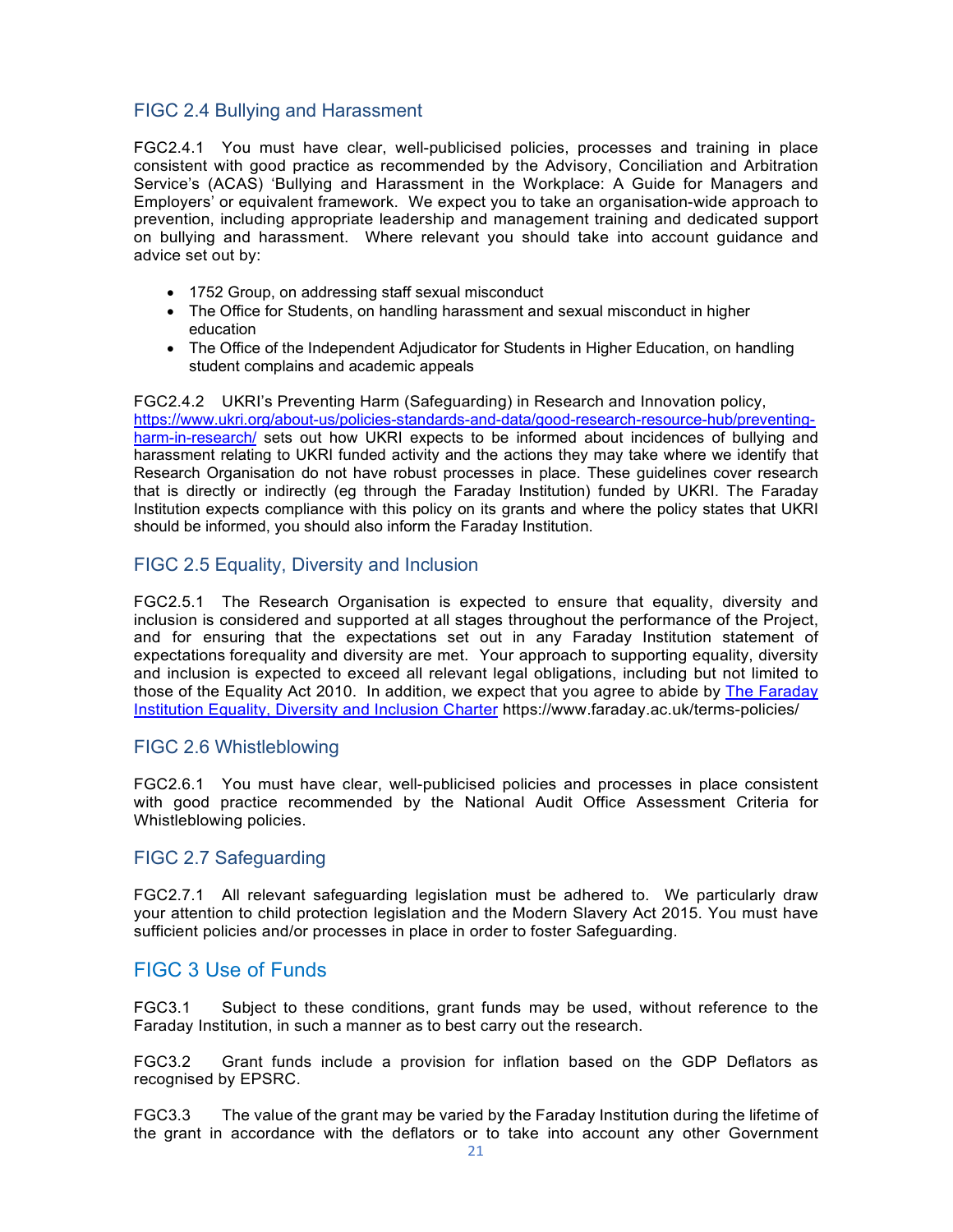## FIGC 2.4 Bullying and Harassment

FGC2.4.1 You must have clear, well-publicised policies, processes and training in place consistent with good practice as recommended by the Advisory, Conciliation and Arbitration Service's (ACAS) 'Bullying and Harassment in the Workplace: A Guide for Managers and Employers' or equivalent framework. We expect you to take an organisation-wide approach to prevention, including appropriate leadership and management training and dedicated support on bullying and harassment. Where relevant you should take into account guidance and advice set out by:

- 1752 Group, on addressing staff sexual misconduct
- The Office for Students, on handling harassment and sexual misconduct in higher education
- The Office of the Independent Adjudicator for Students in Higher Education, on handling student complains and academic appeals

FGC2.4.2 UKRI's Preventing Harm (Safeguarding) in Research and Innovation policy, [https://www.ukri.org/about-us/policies-standards-and-data/good-research-resource-hub/preventing-harm-in-research/](https://www.ukri.org/about-us/policies-standards-and-data/good-research-resource-hub/preventing-harm-in-research/) sets out how UKRI expects to be informed about incidences of bullying and harassment relating to UKRI funded activity and the actions they may take where we identify that Research Organisation do not have robust processes in place. These guidelines cover research that is directly or indirectly (eg through the Faraday Institution) funded by UKRI. The Faraday Institution expects compliance with this policy on its grants and where the policy states that UKRI should be informed, you should also inform the Faraday Institution.

## FIGC 2.5 Equality, Diversity and Inclusion

FGC2.5.1 The Research Organisation is expected to ensure that equality, diversity and inclusion is considered and supported at all stages throughout the performance of the Project, and for ensuring that the expectations set out in any Faraday Institution statement of expectations forequality and diversity are met. Your approach to supporting equality, diversity and inclusion is expected to exceed all relevant legal obligations, including but not limited to those of the Equality Act 2010. In addition, we expect that you agree to abide by [The Faraday Institution Equality, Diversity and Inclusion Charter](https://www.faraday.ac.uk/terms-policies/) https://www.faraday.ac.uk/terms-policies/

## FIGC 2.6 Whistleblowing

FGC2.6.1 You must have clear, well-publicised policies and processes in place consistent with good practice recommended by the National Audit Office Assessment Criteria for Whistleblowing policies.

## FIGC 2.7 Safeguarding

FGC2.7.1 All relevant safeguarding legislation must be adhered to. We particularly draw your attention to child protection legislation and the Modern Slavery Act 2015. You must have sufficient policies and/or processes in place in order to foster Safeguarding.

# FIGC 3 Use of Funds

FGC3.1 Subject to these conditions, grant funds may be used, without reference to the Faraday Institution, in such a manner as to best carry out the research.

FGC3.2 Grant funds include a provision for inflation based on the GDP Deflators as recognised by EPSRC.

FGC3.3 The value of the grant may be varied by the Faraday Institution during the lifetime of the grant in accordance with the deflators or to take into account any other Government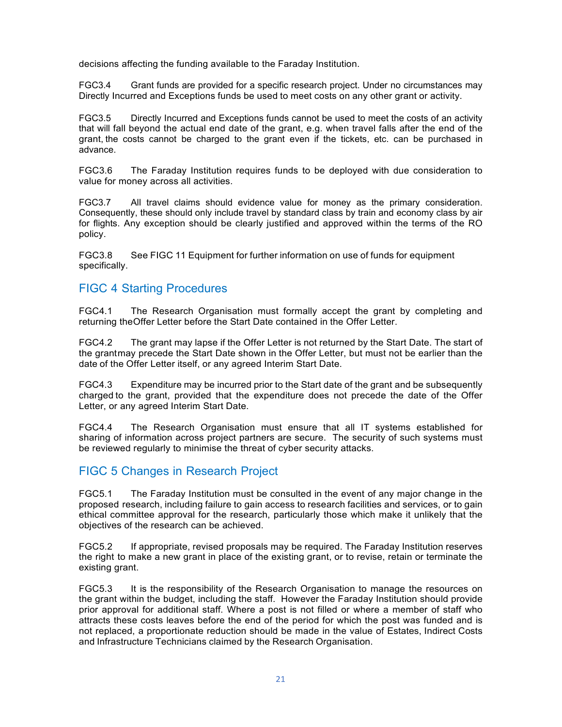decisions affecting the funding available to the Faraday Institution.

FGC3.4 Grant funds are provided for a specific research project. Under no circumstances may Directly Incurred and Exceptions funds be used to meet costs on any other grant or activity.

FGC3.5 Directly Incurred and Exceptions funds cannot be used to meet the costs of an activity that will fall beyond the actual end date of the grant, e.g. when travel falls after the end of the grant, the costs cannot be charged to the grant even if the tickets, etc. can be purchased in advance.

FGC3.6 The Faraday Institution requires funds to be deployed with due consideration to value for money across all activities.

FGC3.7 All travel claims should evidence value for money as the primary consideration. Consequently, these should only include travel by standard class by train and economy class by air for flights. Any exception should be clearly justified and approved within the terms of the RO policy.

FGC3.8 See FIGC 11 Equipment for further information on use of funds for equipment specifically.

## FIGC 4 Starting Procedures

FGC4.1 The Research Organisation must formally accept the grant by completing and returning the Offer Letter before the Start Date contained in the Offer Letter.

FGC4.2 The grant may lapse if the Offer Letter is not returned by the Start Date. The start of the grant may precede the Start Date shown in the Offer Letter, but must not be earlier than the date of the Offer Letter itself, or any agreed Interim Start Date.

FGC4.3 Expenditure may be incurred prior to the Start date of the grant and be subsequently charged to the grant, provided that the expenditure does not precede the date of the Offer Letter, or any agreed Interim Start Date.

FGC4.4 The Research Organisation must ensure that all IT systems established for sharing of information across project partners are secure. The security of such systems must be reviewed regularly to minimise the threat of cyber security attacks.

## FIGC 5 Changes in Research Project

FGC5.1 The Faraday Institution must be consulted in the event of any major change in the proposed research, including failure to gain access to research facilities and services, or to gain ethical committee approval for the research, particularly those which make it unlikely that the objectives of the research can be achieved.

FGC5.2 If appropriate, revised proposals may be required. The Faraday Institution reserves the right to make a new grant in place of the existing grant, or to revise, retain or terminate the existing grant.

FGC5.3 It is the responsibility of the Research Organisation to manage the resources on the grant within the budget, including the staff. However the Faraday Institution should provide prior approval for additional staff. Where a post is not filled or where a member of staff who attracts these costs leaves before the end of the period for which the post was funded and is not replaced, a proportionate reduction should be made in the value of Estates, Indirect Costs and Infrastructure Technicians claimed by the Research Organisation.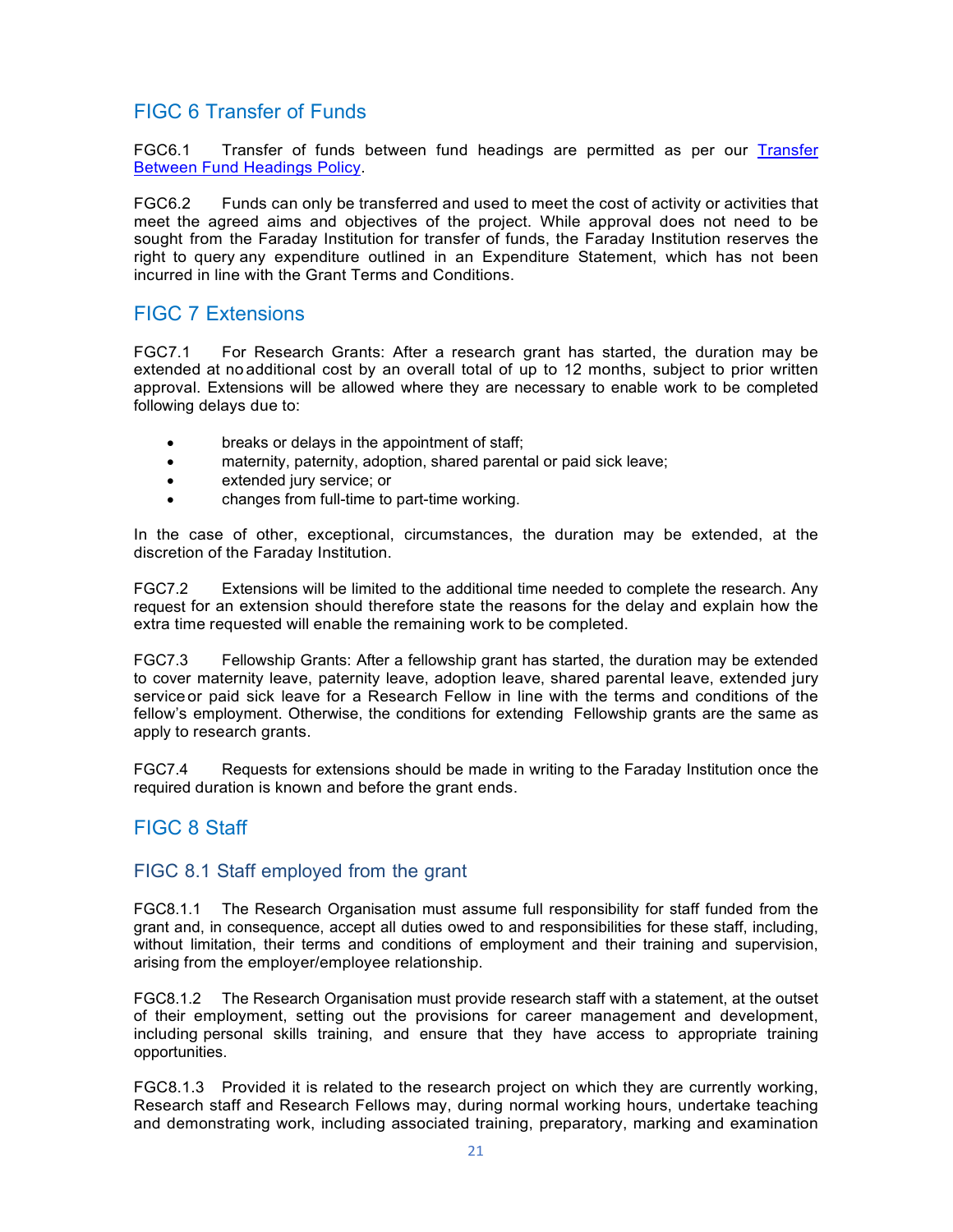## FIGC 6 Transfer of Funds

FGC6.1 Transfer of funds between fund headings are permitted as per our [Transfer Between Fund Headings Policy](#).

FGC6.2 Funds can only be transferred and used to meet the cost of activity or activities that meet the agreed aims and objectives of the project. While approval does not need to be sought from the Faraday Institution for transfer of funds, the Faraday Institution reserves the right to query any expenditure outlined in an Expenditure Statement, which has not been incurred in line with the Grant Terms and Conditions.

## FIGC 7 Extensions

FGC7.1 For Research Grants: After a research grant has started, the duration may be extended at no additional cost by an overall total of up to 12 months, subject to prior written approval. Extensions will be allowed where they are necessary to enable work to be completed following delays due to:

- breaks or delays in the appointment of staff;
- maternity, paternity, adoption, shared parental or paid sick leave;
- extended jury service; or
- changes from full-time to part-time working.

In the case of other, exceptional, circumstances, the duration may be extended, at the discretion of the Faraday Institution.

FGC7.2 Extensions will be limited to the additional time needed to complete the research. Any request for an extension should therefore state the reasons for the delay and explain how the extra time requested will enable the remaining work to be completed.

FGC7.3 Fellowship Grants: After a fellowship grant has started, the duration may be extended to cover maternity leave, paternity leave, adoption leave, shared parental leave, extended jury service or paid sick leave for a Research Fellow in line with the terms and conditions of the fellow's employment. Otherwise, the conditions for extending Fellowship grants are the same as apply to research grants.

FGC7.4 Requests for extensions should be made in writing to the Faraday Institution once the required duration is known and before the grant ends.

## FIGC 8 Staff

### FIGC 8.1 Staff employed from the grant

FGC8.1.1 The Research Organisation must assume full responsibility for staff funded from the grant and, in consequence, accept all duties owed to and responsibilities for these staff, including, without limitation, their terms and conditions of employment and their training and supervision, arising from the employer/employee relationship.

FGC8.1.2 The Research Organisation must provide research staff with a statement, at the outset of their employment, setting out the provisions for career management and development, including personal skills training, and ensure that they have access to appropriate training opportunities.

FGC8.1.3 Provided it is related to the research project on which they are currently working, Research staff and Research Fellows may, during normal working hours, undertake teaching and demonstrating work, including associated training, preparatory, marking and examination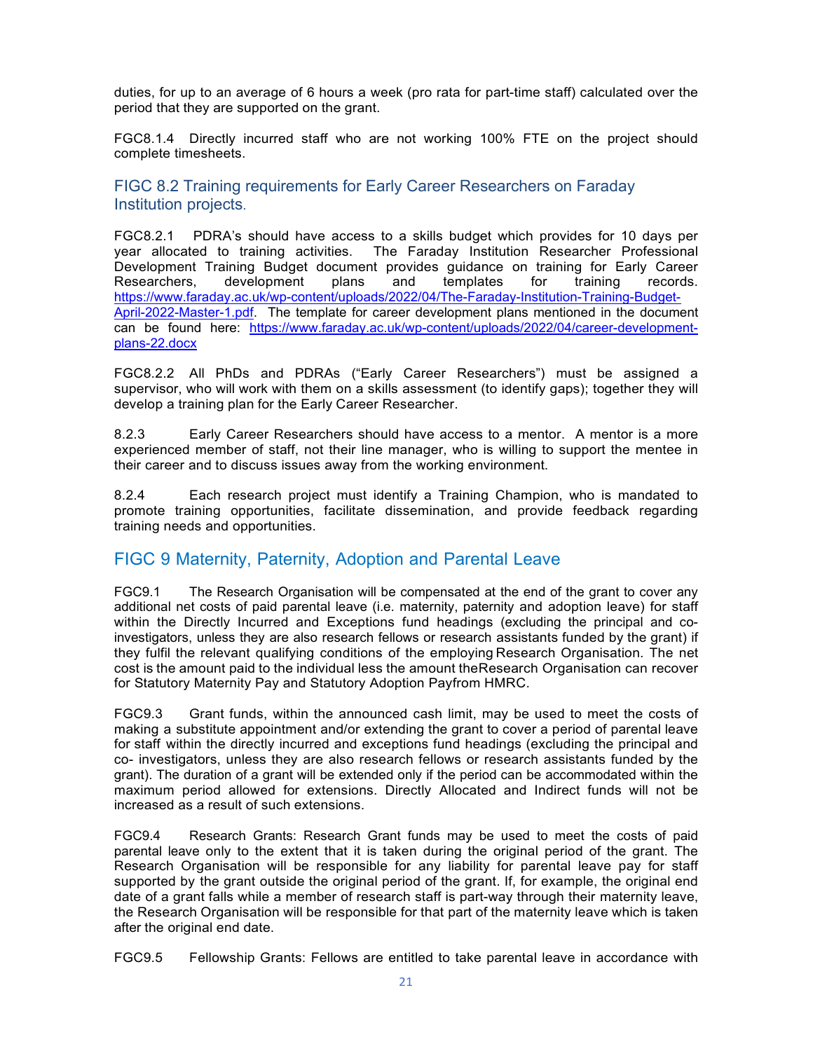duties, for up to an average of 6 hours a week (pro rata for part-time staff) calculated over the period that they are supported on the grant.

FGC8.1.4 Directly incurred staff who are not working 100% FTE on the project should complete timesheets.

## FIGC 8.2 Training requirements for Early Career Researchers on Faraday Institution projects.

FGC8.2.1 PDRA's should have access to a skills budget which provides for 10 days per year allocated to training activities. The Faraday Institution Researcher Professional Development Training Budget document provides guidance on training for Early Career Researchers, development plans and templates for training records. https://www.faraday.ac.uk/wp-content/uploads/2022/04/The-Faraday-Institution-Training-Budget-April-2022-Master-1.pdf. The template for career development plans mentioned in the document can be found here: https://www.faraday.ac.uk/wp-content/uploads/2022/04/career-development-plans-22.docx

FGC8.2.2 All PhDs and PDRAs ("Early Career Researchers") must be assigned a supervisor, who will work with them on a skills assessment (to identify gaps); together they will develop a training plan for the Early Career Researcher.

8.2.3 Early Career Researchers should have access to a mentor. A mentor is a more experienced member of staff, not their line manager, who is willing to support the mentee in their career and to discuss issues away from the working environment.

8.2.4 Each research project must identify a Training Champion, who is mandated to promote training opportunities, facilitate dissemination, and provide feedback regarding training needs and opportunities.

## FIGC 9 Maternity, Paternity, Adoption and Parental Leave

FGC9.1 The Research Organisation will be compensated at the end of the grant to cover any additional net costs of paid parental leave (i.e. maternity, paternity and adoption leave) for staff within the Directly Incurred and Exceptions fund headings (excluding the principal and co-investigators, unless they are also research fellows or research assistants funded by the grant) if they fulfil the relevant qualifying conditions of the employing Research Organisation. The net cost is the amount paid to the individual less the amount theResearch Organisation can recover for Statutory Maternity Pay and Statutory Adoption Payfrom HMRC.

FGC9.3 Grant funds, within the announced cash limit, may be used to meet the costs of making a substitute appointment and/or extending the grant to cover a period of parental leave for staff within the directly incurred and exceptions fund headings (excluding the principal and co- investigators, unless they are also research fellows or research assistants funded by the grant). The duration of a grant will be extended only if the period can be accommodated within the maximum period allowed for extensions. Directly Allocated and Indirect funds will not be increased as a result of such extensions.

FGC9.4 Research Grants: Research Grant funds may be used to meet the costs of paid parental leave only to the extent that it is taken during the original period of the grant. The Research Organisation will be responsible for any liability for parental leave pay for staff supported by the grant outside the original period of the grant. If, for example, the original end date of a grant falls while a member of research staff is part-way through their maternity leave, the Research Organisation will be responsible for that part of the maternity leave which is taken after the original end date.

FGC9.5 Fellowship Grants: Fellows are entitled to take parental leave in accordance with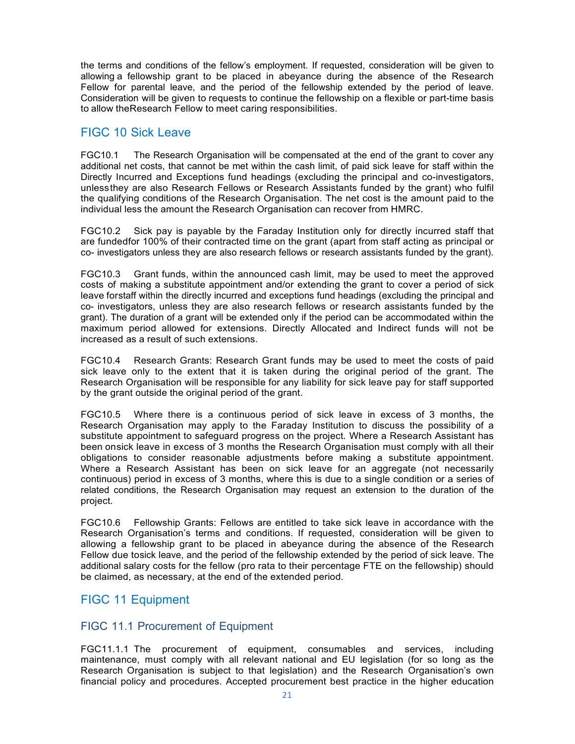the terms and conditions of the fellow's employment. If requested, consideration will be given to allowing a fellowship grant to be placed in abeyance during the absence of the Research Fellow for parental leave, and the period of the fellowship extended by the period of leave. Consideration will be given to requests to continue the fellowship on a flexible or part-time basis to allow theResearch Fellow to meet caring responsibilities.

## FIGC 10 Sick Leave

FGC10.1 The Research Organisation will be compensated at the end of the grant to cover any additional net costs, that cannot be met within the cash limit, of paid sick leave for staff within the Directly Incurred and Exceptions fund headings (excluding the principal and co-investigators, unlessthey are also Research Fellows or Research Assistants funded by the grant) who fulfil the qualifying conditions of the Research Organisation. The net cost is the amount paid to the individual less the amount the Research Organisation can recover from HMRC.

FGC10.2 Sick pay is payable by the Faraday Institution only for directly incurred staff that are fundedfor 100% of their contracted time on the grant (apart from staff acting as principal or co- investigators unless they are also research fellows or research assistants funded by the grant).

FGC10.3 Grant funds, within the announced cash limit, may be used to meet the approved costs of making a substitute appointment and/or extending the grant to cover a period of sick leave forstaff within the directly incurred and exceptions fund headings (excluding the principal and co- investigators, unless they are also research fellows or research assistants funded by the grant). The duration of a grant will be extended only if the period can be accommodated within the maximum period allowed for extensions. Directly Allocated and Indirect funds will not be increased as a result of such extensions.

FGC10.4 Research Grants: Research Grant funds may be used to meet the costs of paid sick leave only to the extent that it is taken during the original period of the grant. The Research Organisation will be responsible for any liability for sick leave pay for staff supported by the grant outside the original period of the grant.

FGC10.5 Where there is a continuous period of sick leave in excess of 3 months, the Research Organisation may apply to the Faraday Institution to discuss the possibility of a substitute appointment to safeguard progress on the project. Where a Research Assistant has been onsick leave in excess of 3 months the Research Organisation must comply with all their obligations to consider reasonable adjustments before making a substitute appointment. Where a Research Assistant has been on sick leave for an aggregate (not necessarily continuous) period in excess of 3 months, where this is due to a single condition or a series of related conditions, the Research Organisation may request an extension to the duration of the project.

FGC10.6 Fellowship Grants: Fellows are entitled to take sick leave in accordance with the Research Organisation's terms and conditions. If requested, consideration will be given to allowing a fellowship grant to be placed in abeyance during the absence of the Research Fellow due tosick leave, and the period of the fellowship extended by the period of sick leave. The additional salary costs for the fellow (pro rata to their percentage FTE on the fellowship) should be claimed, as necessary, at the end of the extended period.

## FIGC 11 Equipment

### FIGC 11.1 Procurement of Equipment

FGC11.1.1 The procurement of equipment, consumables and services, including maintenance, must comply with all relevant national and EU legislation (for so long as the Research Organisation is subject to that legislation) and the Research Organisation's own financial policy and procedures. Accepted procurement best practice in the higher education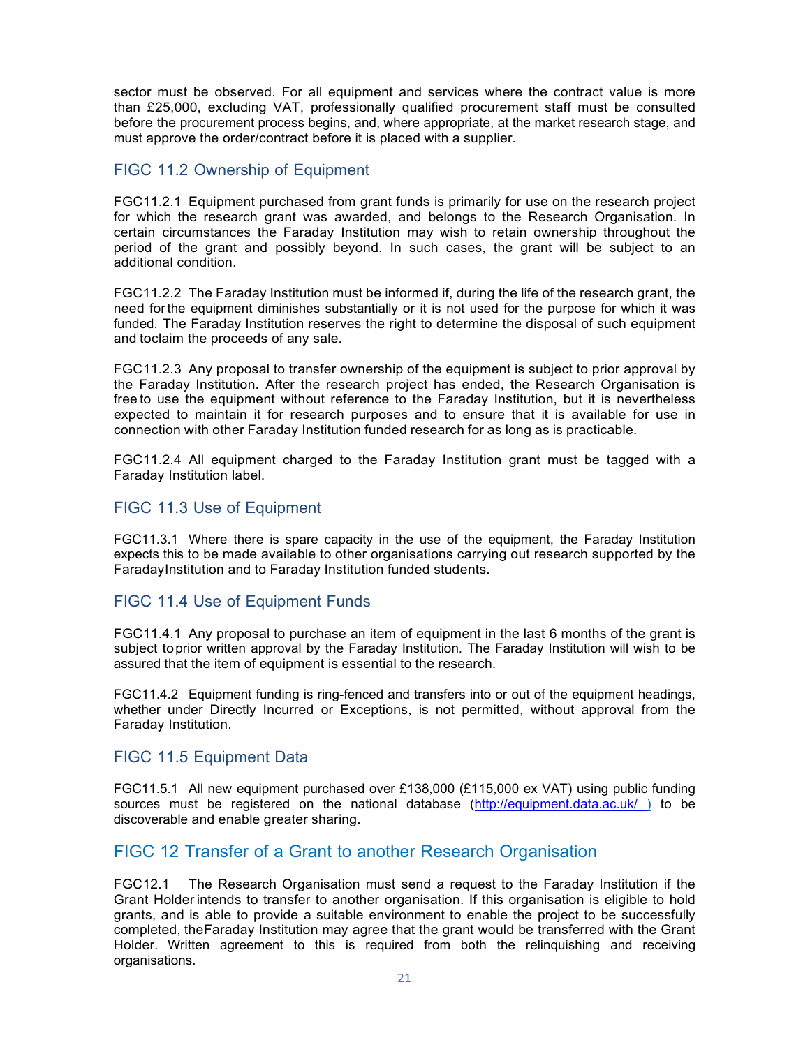sector must be observed. For all equipment and services where the contract value is more than £25,000, excluding VAT, professionally qualified procurement staff must be consulted before the procurement process begins, and, where appropriate, at the market research stage, and must approve the order/contract before it is placed with a supplier.

### FIGC 11.2 Ownership of Equipment

FGC11.2.1 Equipment purchased from grant funds is primarily for use on the research project for which the research grant was awarded, and belongs to the Research Organisation. In certain circumstances the Faraday Institution may wish to retain ownership throughout the period of the grant and possibly beyond. In such cases, the grant will be subject to an additional condition.

FGC11.2.2 The Faraday Institution must be informed if, during the life of the research grant, the need for the equipment diminishes substantially or it is not used for the purpose for which it was funded. The Faraday Institution reserves the right to determine the disposal of such equipment and to claim the proceeds of any sale.

FGC11.2.3 Any proposal to transfer ownership of the equipment is subject to prior approval by the Faraday Institution. After the research project has ended, the Research Organisation is free to use the equipment without reference to the Faraday Institution, but it is nevertheless expected to maintain it for research purposes and to ensure that it is available for use in connection with other Faraday Institution funded research for as long as is practicable.

FGC11.2.4 All equipment charged to the Faraday Institution grant must be tagged with a Faraday Institution label.

### FIGC 11.3 Use of Equipment

FGC11.3.1 Where there is spare capacity in the use of the equipment, the Faraday Institution expects this to be made available to other organisations carrying out research supported by the Faraday Institution and to Faraday Institution funded students.

### FIGC 11.4 Use of Equipment Funds

FGC11.4.1 Any proposal to purchase an item of equipment in the last 6 months of the grant is subject to prior written approval by the Faraday Institution. The Faraday Institution will wish to be assured that the item of equipment is essential to the research.

FGC11.4.2 Equipment funding is ring-fenced and transfers into or out of the equipment headings, whether under Directly Incurred or Exceptions, is not permitted, without approval from the Faraday Institution.

### FIGC 11.5 Equipment Data

FGC11.5.1 All new equipment purchased over £138,000 (£115,000 ex VAT) using public funding sources must be registered on the national database (http://equipment.data.ac.uk/ ) to be discoverable and enable greater sharing.

## FIGC 12 Transfer of a Grant to another Research Organisation

FGC12.1 The Research Organisation must send a request to the Faraday Institution if the Grant Holder intends to transfer to another organisation. If this organisation is eligible to hold grants, and is able to provide a suitable environment to enable the project to be successfully completed, the Faraday Institution may agree that the grant would be transferred with the Grant Holder. Written agreement to this is required from both the relinquishing and receiving organisations.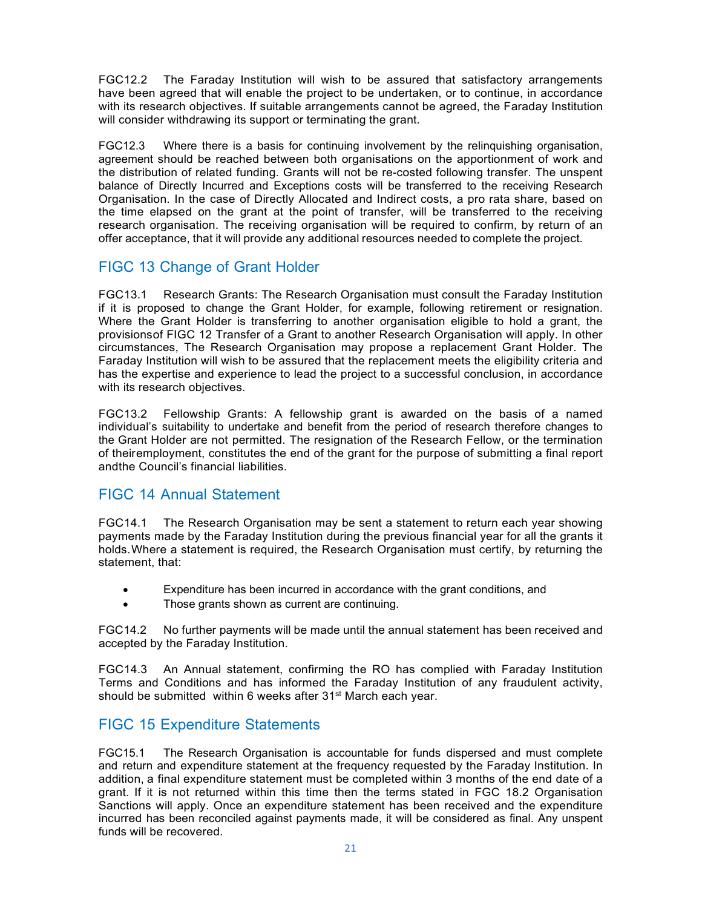FGC12.2 The Faraday Institution will wish to be assured that satisfactory arrangements have been agreed that will enable the project to be undertaken, or to continue, in accordance with its research objectives. If suitable arrangements cannot be agreed, the Faraday Institution will consider withdrawing its support or terminating the grant.

FGC12.3 Where there is a basis for continuing involvement by the relinquishing organisation, agreement should be reached between both organisations on the apportionment of work and the distribution of related funding. Grants will not be re-costed following transfer. The unspent balance of Directly Incurred and Exceptions costs will be transferred to the receiving Research Organisation. In the case of Directly Allocated and Indirect costs, a pro rata share, based on the time elapsed on the grant at the point of transfer, will be transferred to the receiving research organisation. The receiving organisation will be required to confirm, by return of an offer acceptance, that it will provide any additional resources needed to complete the project.

## FIGC 13 Change of Grant Holder

FGC13.1 Research Grants: The Research Organisation must consult the Faraday Institution if it is proposed to change the Grant Holder, for example, following retirement or resignation. Where the Grant Holder is transferring to another organisation eligible to hold a grant, the provisionsof FIGC 12 Transfer of a Grant to another Research Organisation will apply. In other circumstances, The Research Organisation may propose a replacement Grant Holder. The Faraday Institution will wish to be assured that the replacement meets the eligibility criteria and has the expertise and experience to lead the project to a successful conclusion, in accordance with its research objectives.

FGC13.2 Fellowship Grants: A fellowship grant is awarded on the basis of a named individual's suitability to undertake and benefit from the period of research therefore changes to the Grant Holder are not permitted. The resignation of the Research Fellow, or the termination of theiremployment, constitutes the end of the grant for the purpose of submitting a final report andthe Council's financial liabilities.

## FIGC 14 Annual Statement

FGC14.1 The Research Organisation may be sent a statement to return each year showing payments made by the Faraday Institution during the previous financial year for all the grants it holds. Where a statement is required, the Research Organisation must certify, by returning the statement, that:

- Expenditure has been incurred in accordance with the grant conditions, and
- Those grants shown as current are continuing.

FGC14.2 No further payments will be made until the annual statement has been received and accepted by the Faraday Institution.

FGC14.3 An Annual statement, confirming the RO has complied with Faraday Institution Terms and Conditions and has informed the Faraday Institution of any fraudulent activity, should be submitted within 6 weeks after 31st March each year.

## FIGC 15 Expenditure Statements

FGC15.1 The Research Organisation is accountable for funds dispersed and must complete and return and expenditure statement at the frequency requested by the Faraday Institution. In addition, a final expenditure statement must be completed within 3 months of the end date of a grant. If it is not returned within this time then the terms stated in FGC 18.2 Organisation Sanctions will apply. Once an expenditure statement has been received and the expenditure incurred has been reconciled against payments made, it will be considered as final. Any unspent funds will be recovered.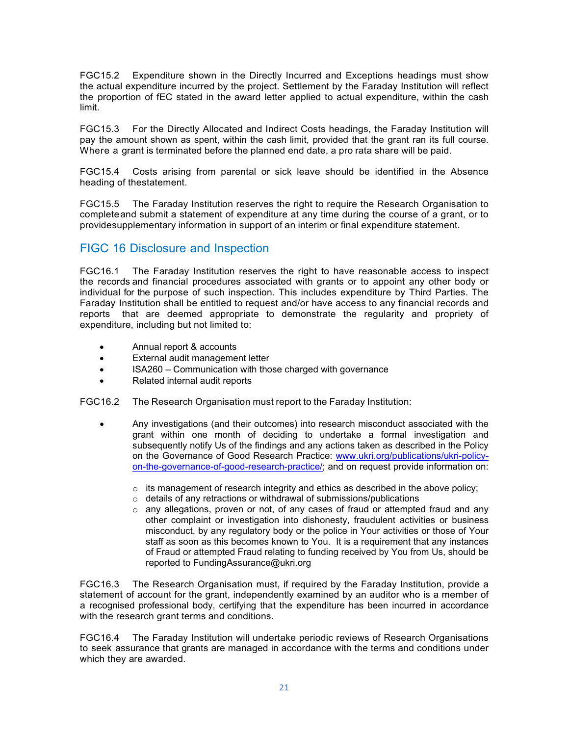FGC15.2 Expenditure shown in the Directly Incurred and Exceptions headings must show the actual expenditure incurred by the project. Settlement by the Faraday Institution will reflect the proportion of fEC stated in the award letter applied to actual expenditure, within the cash limit.

FGC15.3 For the Directly Allocated and Indirect Costs headings, the Faraday Institution will pay the amount shown as spent, within the cash limit, provided that the grant ran its full course. Where a grant is terminated before the planned end date, a pro rata share will be paid.

FGC15.4 Costs arising from parental or sick leave should be identified in the Absence heading of thestatement.

FGC15.5 The Faraday Institution reserves the right to require the Research Organisation to completeand submit a statement of expenditure at any time during the course of a grant, or to providesupplementary information in support of an interim or final expenditure statement.

## FIGC 16 Disclosure and Inspection

FGC16.1 The Faraday Institution reserves the right to have reasonable access to inspect the records and financial procedures associated with grants or to appoint any other body or individual for the purpose of such inspection. This includes expenditure by Third Parties. The Faraday Institution shall be entitled to request and/or have access to any financial records and reports that are deemed appropriate to demonstrate the regularity and propriety of expenditure, including but not limited to:

- Annual report & accounts
- External audit management letter
- ISA260 – Communication with those charged with governance
- Related internal audit reports

FGC16.2 The Research Organisation must report to the Faraday Institution:

- Any investigations (and their outcomes) into research misconduct associated with the grant within one month of deciding to undertake a formal investigation and subsequently notify Us of the findings and any actions taken as described in the Policy on the Governance of Good Research Practice: www.ukri.org/publications/ukri-policy-on-the-governance-of-good-research-practice/; and on request provide information on:
  - its management of research integrity and ethics as described in the above policy;
  - details of any retractions or withdrawal of submissions/publications
  - any allegations, proven or not, of any cases of fraud or attempted fraud and any other complaint or investigation into dishonesty, fraudulent activities or business misconduct, by any regulatory body or the police in Your activities or those of Your staff as soon as this becomes known to You. It is a requirement that any instances of Fraud or attempted Fraud relating to funding received by You from Us, should be reported to FundingAssurance@ukri.org

FGC16.3 The Research Organisation must, if required by the Faraday Institution, provide a statement of account for the grant, independently examined by an auditor who is a member of a recognised professional body, certifying that the expenditure has been incurred in accordance with the research grant terms and conditions.

FGC16.4 The Faraday Institution will undertake periodic reviews of Research Organisations to seek assurance that grants are managed in accordance with the terms and conditions under which they are awarded.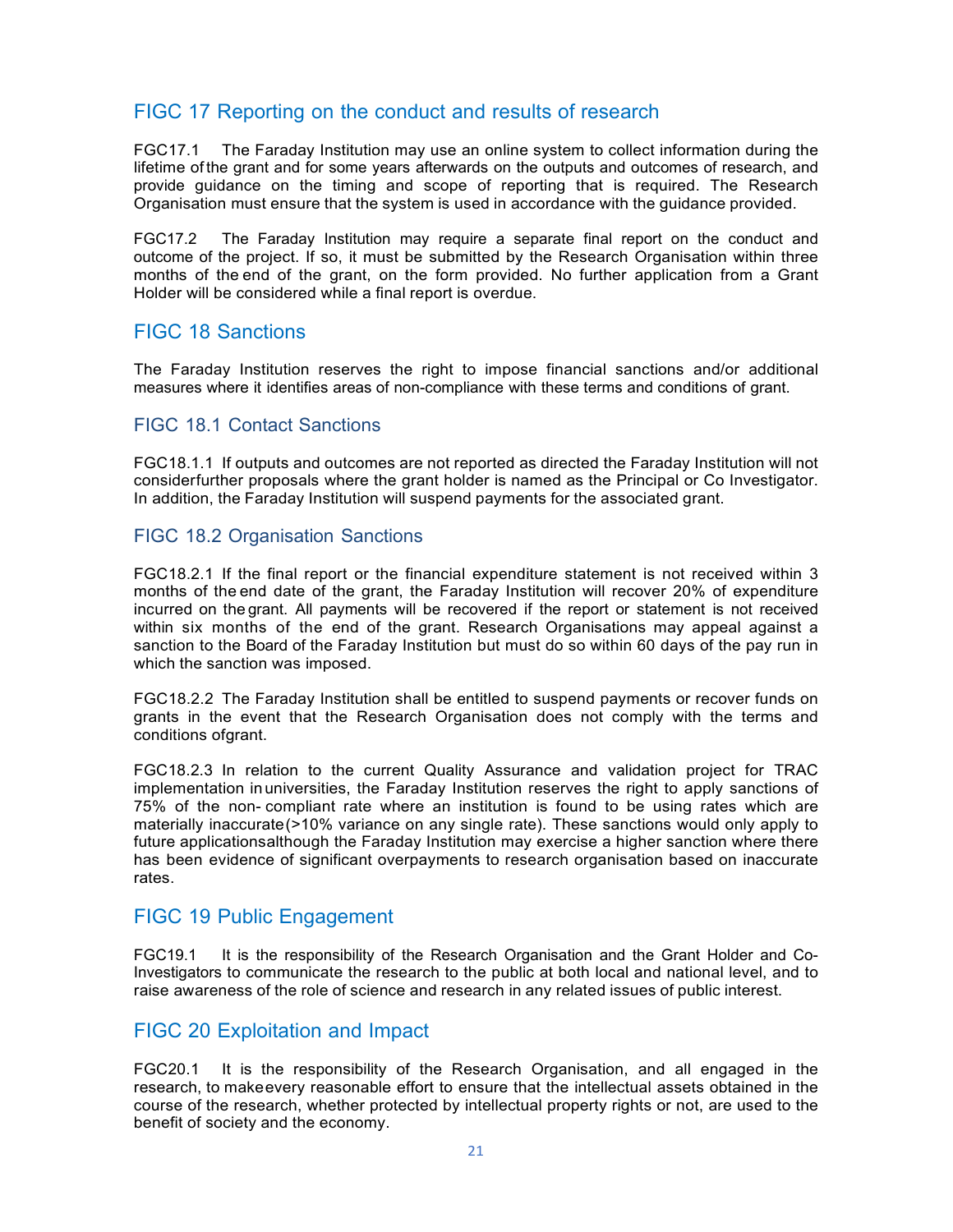## FIGC 17 Reporting on the conduct and results of research

FGC17.1 The Faraday Institution may use an online system to collect information during the lifetime of the grant and for some years afterwards on the outputs and outcomes of research, and provide guidance on the timing and scope of reporting that is required. The Research Organisation must ensure that the system is used in accordance with the guidance provided.

FGC17.2 The Faraday Institution may require a separate final report on the conduct and outcome of the project. If so, it must be submitted by the Research Organisation within three months of the end of the grant, on the form provided. No further application from a Grant Holder will be considered while a final report is overdue.

## FIGC 18 Sanctions

The Faraday Institution reserves the right to impose financial sanctions and/or additional measures where it identifies areas of non-compliance with these terms and conditions of grant.

### FIGC 18.1 Contact Sanctions

FGC18.1.1 If outputs and outcomes are not reported as directed the Faraday Institution will not considerfurther proposals where the grant holder is named as the Principal or Co Investigator. In addition, the Faraday Institution will suspend payments for the associated grant.

### FIGC 18.2 Organisation Sanctions

FGC18.2.1 If the final report or the financial expenditure statement is not received within 3 months of the end date of the grant, the Faraday Institution will recover 20% of expenditure incurred on the grant. All payments will be recovered if the report or statement is not received within six months of the end of the grant. Research Organisations may appeal against a sanction to the Board of the Faraday Institution but must do so within 60 days of the pay run in which the sanction was imposed.

FGC18.2.2 The Faraday Institution shall be entitled to suspend payments or recover funds on grants in the event that the Research Organisation does not comply with the terms and conditions ofgrant.

FGC18.2.3 In relation to the current Quality Assurance and validation project for TRAC implementation in universities, the Faraday Institution reserves the right to apply sanctions of 75% of the non- compliant rate where an institution is found to be using rates which are materially inaccurate (>10% variance on any single rate). These sanctions would only apply to future applicationsalthough the Faraday Institution may exercise a higher sanction where there has been evidence of significant overpayments to research organisation based on inaccurate rates.

## FIGC 19 Public Engagement

FGC19.1 It is the responsibility of the Research Organisation and the Grant Holder and Co-Investigators to communicate the research to the public at both local and national level, and to raise awareness of the role of science and research in any related issues of public interest.

## FIGC 20 Exploitation and Impact

FGC20.1 It is the responsibility of the Research Organisation, and all engaged in the research, to makeevery reasonable effort to ensure that the intellectual assets obtained in the course of the research, whether protected by intellectual property rights or not, are used to the benefit of society and the economy.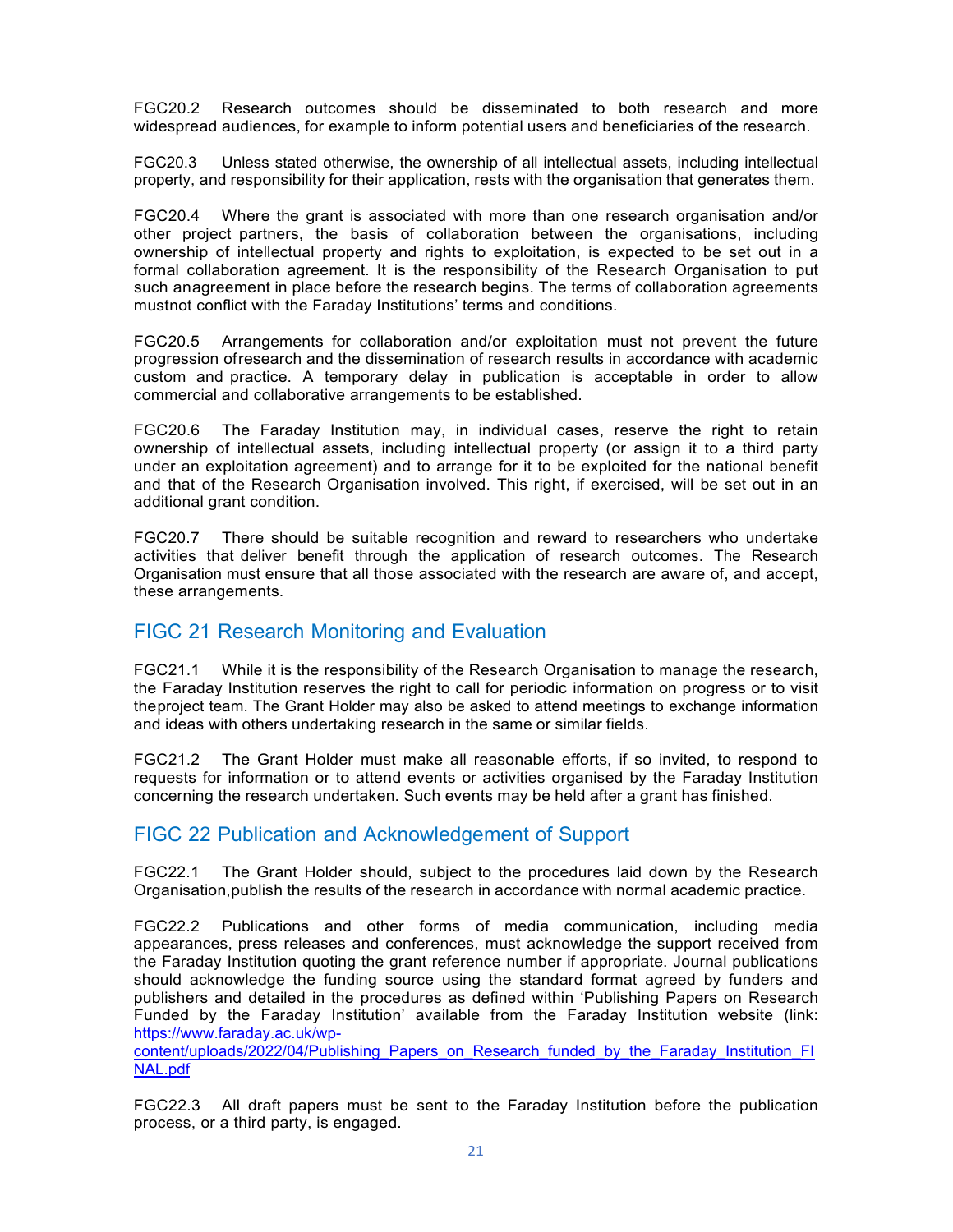FGC20.2 Research outcomes should be disseminated to both research and more widespread audiences, for example to inform potential users and beneficiaries of the research.

FGC20.3 Unless stated otherwise, the ownership of all intellectual assets, including intellectual property, and responsibility for their application, rests with the organisation that generates them.

FGC20.4 Where the grant is associated with more than one research organisation and/or other project partners, the basis of collaboration between the organisations, including ownership of intellectual property and rights to exploitation, is expected to be set out in a formal collaboration agreement. It is the responsibility of the Research Organisation to put such anagreement in place before the research begins. The terms of collaboration agreements mustnot conflict with the Faraday Institutions' terms and conditions.

FGC20.5 Arrangements for collaboration and/or exploitation must not prevent the future progression ofresearch and the dissemination of research results in accordance with academic custom and practice. A temporary delay in publication is acceptable in order to allow commercial and collaborative arrangements to be established.

FGC20.6 The Faraday Institution may, in individual cases, reserve the right to retain ownership of intellectual assets, including intellectual property (or assign it to a third party under an exploitation agreement) and to arrange for it to be exploited for the national benefit and that of the Research Organisation involved. This right, if exercised, will be set out in an additional grant condition.

FGC20.7 There should be suitable recognition and reward to researchers who undertake activities that deliver benefit through the application of research outcomes. The Research Organisation must ensure that all those associated with the research are aware of, and accept, these arrangements.

## FIGC 21 Research Monitoring and Evaluation

FGC21.1 While it is the responsibility of the Research Organisation to manage the research, the Faraday Institution reserves the right to call for periodic information on progress or to visit theproject team. The Grant Holder may also be asked to attend meetings to exchange information and ideas with others undertaking research in the same or similar fields.

FGC21.2 The Grant Holder must make all reasonable efforts, if so invited, to respond to requests for information or to attend events or activities organised by the Faraday Institution concerning the research undertaken. Such events may be held after a grant has finished.

## FIGC 22 Publication and Acknowledgement of Support

FGC22.1 The Grant Holder should, subject to the procedures laid down by the Research Organisation,publish the results of the research in accordance with normal academic practice.

FGC22.2 Publications and other forms of media communication, including media appearances, press releases and conferences, must acknowledge the support received from the Faraday Institution quoting the grant reference number if appropriate. Journal publications should acknowledge the funding source using the standard format agreed by funders and publishers and detailed in the procedures as defined within 'Publishing Papers on Research Funded by the Faraday Institution' available from the Faraday Institution website (link: https://www.faraday.ac.uk/wp-content/uploads/2022/04/Publishing_Papers_on_Research_funded_by_the_Faraday_Institution_FINAL.pdf

FGC22.3 All draft papers must be sent to the Faraday Institution before the publication process, or a third party, is engaged.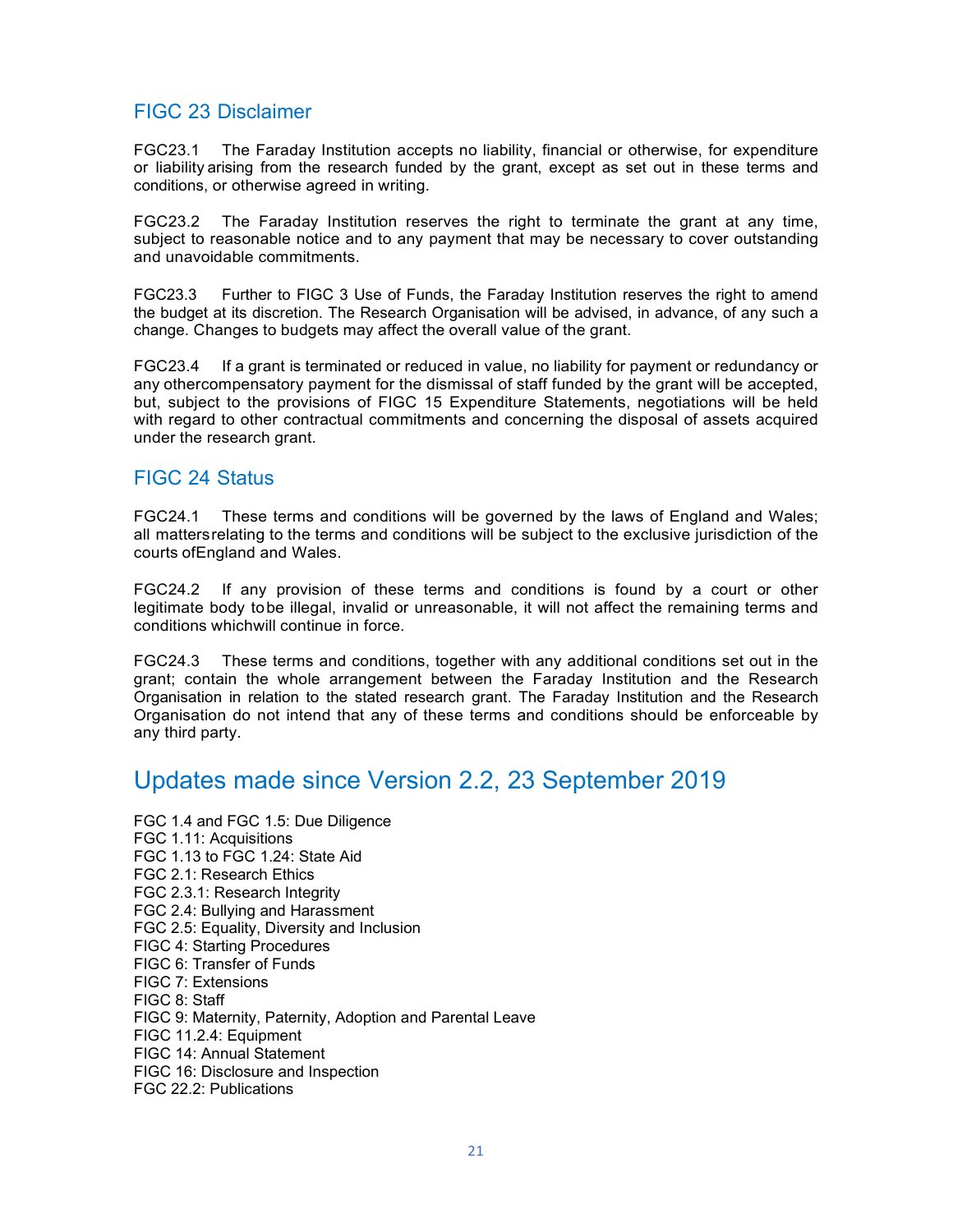## FIGC 23 Disclaimer

FGC23.1 The Faraday Institution accepts no liability, financial or otherwise, for expenditure or liability arising from the research funded by the grant, except as set out in these terms and conditions, or otherwise agreed in writing.

FGC23.2 The Faraday Institution reserves the right to terminate the grant at any time, subject to reasonable notice and to any payment that may be necessary to cover outstanding and unavoidable commitments.

FGC23.3 Further to FIGC 3 Use of Funds, the Faraday Institution reserves the right to amend the budget at its discretion. The Research Organisation will be advised, in advance, of any such a change. Changes to budgets may affect the overall value of the grant.

FGC23.4 If a grant is terminated or reduced in value, no liability for payment or redundancy or any othercompensatory payment for the dismissal of staff funded by the grant will be accepted, but, subject to the provisions of FIGC 15 Expenditure Statements, negotiations will be held with regard to other contractual commitments and concerning the disposal of assets acquired under the research grant.

## FIGC 24 Status

FGC24.1 These terms and conditions will be governed by the laws of England and Wales; all mattersrelating to the terms and conditions will be subject to the exclusive jurisdiction of the courts ofEngland and Wales.

FGC24.2 If any provision of these terms and conditions is found by a court or other legitimate body tobe illegal, invalid or unreasonable, it will not affect the remaining terms and conditions whichwill continue in force.

FGC24.3 These terms and conditions, together with any additional conditions set out in the grant; contain the whole arrangement between the Faraday Institution and the Research Organisation in relation to the stated research grant. The Faraday Institution and the Research Organisation do not intend that any of these terms and conditions should be enforceable by any third party.

# Updates made since Version 2.2, 23 September 2019

FGC 1.4 and FGC 1.5: Due Diligence
FGC 1.11: Acquisitions
FGC 1.13 to FGC 1.24: State Aid
FGC 2.1: Research Ethics
FGC 2.3.1: Research Integrity
FGC 2.4: Bullying and Harassment
FGC 2.5: Equality, Diversity and Inclusion
FIGC 4: Starting Procedures
FIGC 6: Transfer of Funds
FIGC 7: Extensions
FIGC 8: Staff
FIGC 9: Maternity, Paternity, Adoption and Parental Leave
FIGC 11.2.4: Equipment
FIGC 14: Annual Statement
FIGC 16: Disclosure and Inspection
FGC 22.2: Publications